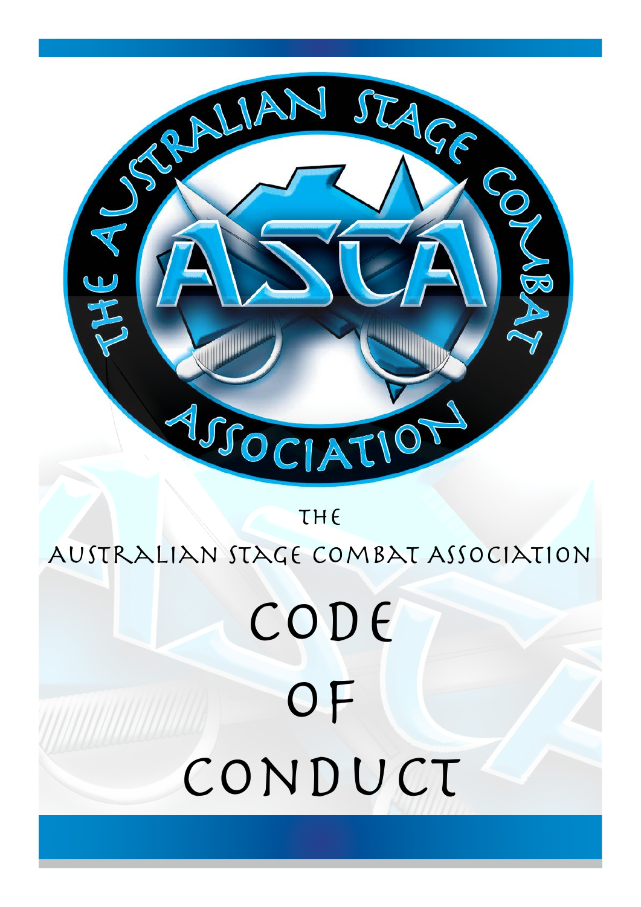# The Australian Stage Combat Association

# Code of Conduct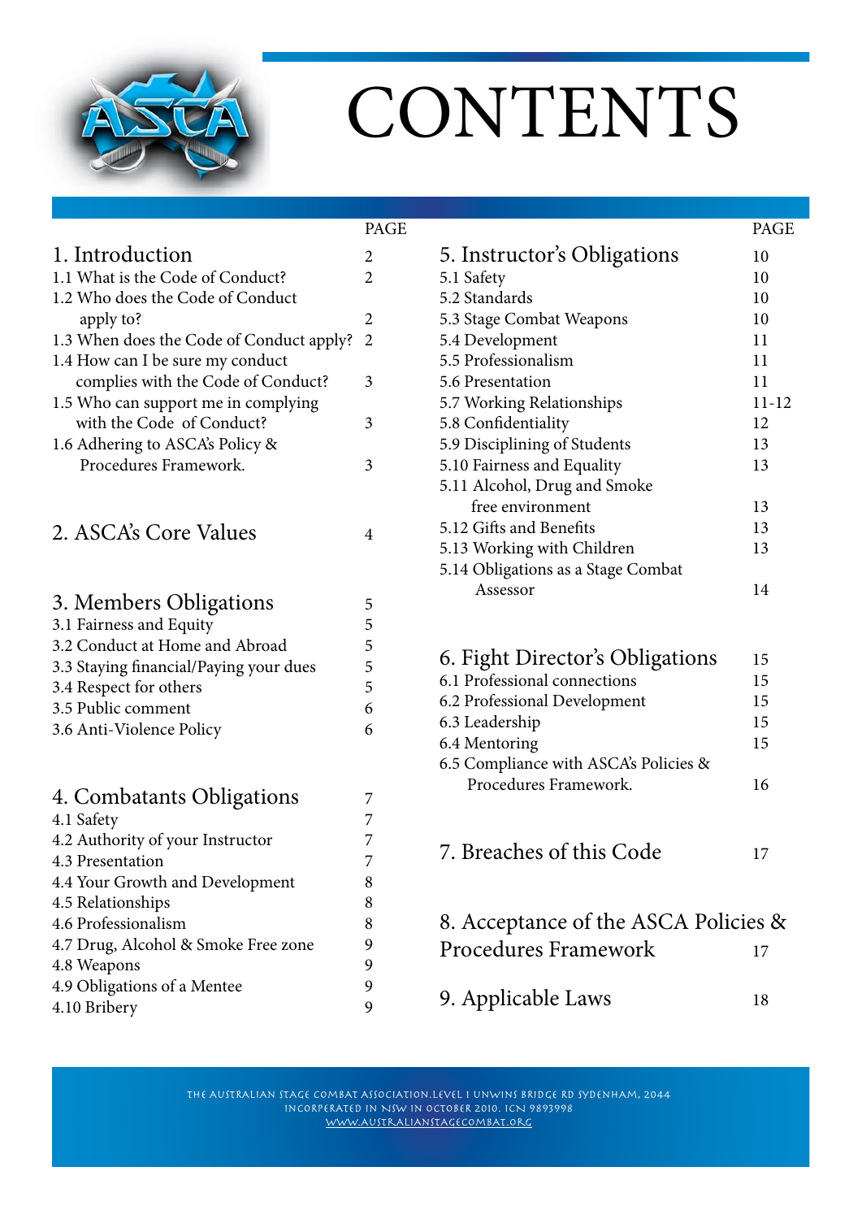# CONTENTS

| | PAGE |
|---|---|
| **1. Introduction** | 2 |
| 1.1 What is the Code of Conduct? | 2 |
| 1.2 Who does the Code of Conduct apply to? | 2 |
| 1.3 When does the Code of Conduct apply? | 2 |
| 1.4 How can I be sure my conduct complies with the Code of Conduct? | 3 |
| 1.5 Who can support me in complying with the Code of Conduct? | 3 |
| 1.6 Adhering to ASCA's Policy & Procedures Framework. | 3 |
| **2. ASCA's Core Values** | 4 |
| **3. Members Obligations** | 5 |
| 3.1 Fairness and Equity | 5 |
| 3.2 Conduct at Home and Abroad | 5 |
| 3.3 Staying financial/Paying your dues | 5 |
| 3.4 Respect for others | 5 |
| 3.5 Public comment | 6 |
| 3.6 Anti-Violence Policy | 6 |
| **4. Combatants Obligations** | 7 |
| 4.1 Safety | 7 |
| 4.2 Authority of your Instructor | 7 |
| 4.3 Presentation | 7 |
| 4.4 Your Growth and Development | 8 |
| 4.5 Relationships | 8 |
| 4.6 Professionalism | 8 |
| 4.7 Drug, Alcohol & Smoke Free zone | 9 |
| 4.8 Weapons | 9 |
| 4.9 Obligations of a Mentee | 9 |
| 4.10 Bribery | 9 |
| **5. Instructor's Obligations** | 10 |
| 5.1 Safety | 10 |
| 5.2 Standards | 10 |
| 5.3 Stage Combat Weapons | 10 |
| 5.4 Development | 11 |
| 5.5 Professionalism | 11 |
| 5.6 Presentation | 11 |
| 5.7 Working Relationships | 11-12 |
| 5.8 Confidentiality | 12 |
| 5.9 Disciplining of Students | 13 |
| 5.10 Fairness and Equality | 13 |
| 5.11 Alcohol, Drug and Smoke free environment | 13 |
| 5.12 Gifts and Benefits | 13 |
| 5.13 Working with Children | 13 |
| 5.14 Obligations as a Stage Combat Assessor | 14 |
| **6. Fight Director's Obligations** | 15 |
| 6.1 Professional connections | 15 |
| 6.2 Professional Development | 15 |
| 6.3 Leadership | 15 |
| 6.4 Mentoring | 15 |
| 6.5 Compliance with ASCA's Policies & Procedures Framework. | 16 |
| **7. Breaches of this Code** | 17 |
| **8. Acceptance of the ASCA Policies & Procedures Framework** | 17 |
| **9. Applicable Laws** | 18 |

THE AUSTRALIAN STAGE COMBAT ASSOCIATION.LEVEL 1 UNWINS BRIDGE RD SYDENHAM, 2044
INCORPERATED IN NSW IN OCTOBER 2010. ICN 9893998
WWW.AUSTRALIANSTAGECOMBAT.ORG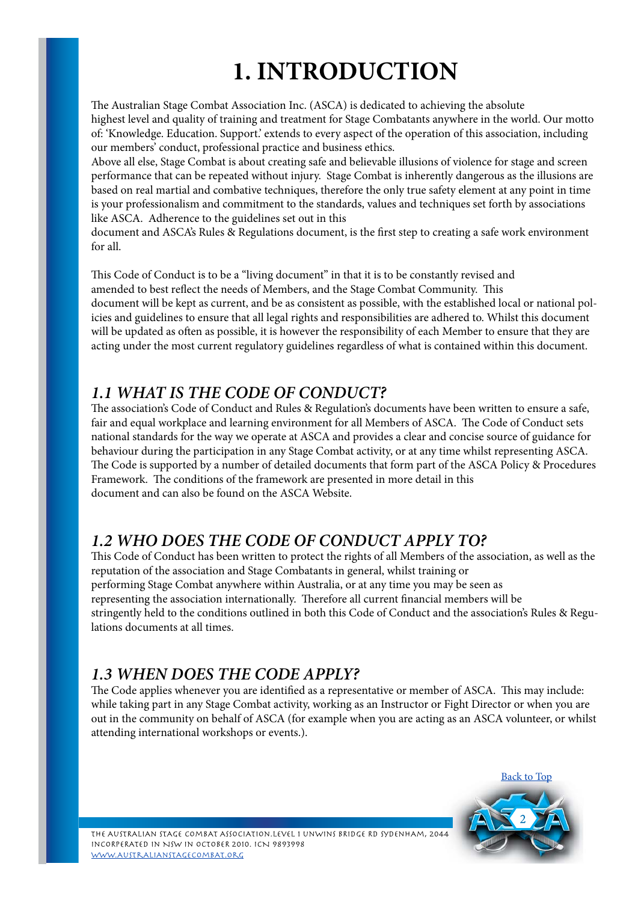# 1. INTRODUCTION

The Australian Stage Combat Association Inc. (ASCA) is dedicated to achieving the absolute highest level and quality of training and treatment for Stage Combatants anywhere in the world. Our motto of: 'Knowledge. Education. Support.' extends to every aspect of the operation of this association, including our members' conduct, professional practice and business ethics.

Above all else, Stage Combat is about creating safe and believable illusions of violence for stage and screen performance that can be repeated without injury. Stage Combat is inherently dangerous as the illusions are based on real martial and combative techniques, therefore the only true safety element at any point in time is your professionalism and commitment to the standards, values and techniques set forth by associations like ASCA. Adherence to the guidelines set out in this document and ASCA's Rules & Regulations document, is the first step to creating a safe work environment for all.

This Code of Conduct is to be a "living document" in that it is to be constantly revised and amended to best reflect the needs of Members, and the Stage Combat Community. This document will be kept as current, and be as consistent as possible, with the established local or national policies and guidelines to ensure that all legal rights and responsibilities are adhered to. Whilst this document will be updated as often as possible, it is however the responsibility of each Member to ensure that they are acting under the most current regulatory guidelines regardless of what is contained within this document.

## *1.1 WHAT IS THE CODE OF CONDUCT?*

The association's Code of Conduct and Rules & Regulation's documents have been written to ensure a safe, fair and equal workplace and learning environment for all Members of ASCA. The Code of Conduct sets national standards for the way we operate at ASCA and provides a clear and concise source of guidance for behaviour during the participation in any Stage Combat activity, or at any time whilst representing ASCA. The Code is supported by a number of detailed documents that form part of the ASCA Policy & Procedures Framework. The conditions of the framework are presented in more detail in this document and can also be found on the ASCA Website.

## *1.2 WHO DOES THE CODE OF CONDUCT APPLY TO?*

This Code of Conduct has been written to protect the rights of all Members of the association, as well as the reputation of the association and Stage Combatants in general, whilst training or performing Stage Combat anywhere within Australia, or at any time you may be seen as representing the association internationally. Therefore all current financial members will be stringently held to the conditions outlined in both this Code of Conduct and the association's Rules & Regulations documents at all times.

## *1.3 WHEN DOES THE CODE APPLY?*

The Code applies whenever you are identified as a representative or member of ASCA. This may include: while taking part in any Stage Combat activity, working as an Instructor or Fight Director or when you are out in the community on behalf of ASCA (for example when you are acting as an ASCA volunteer, or whilst attending international workshops or events.).

Back to Top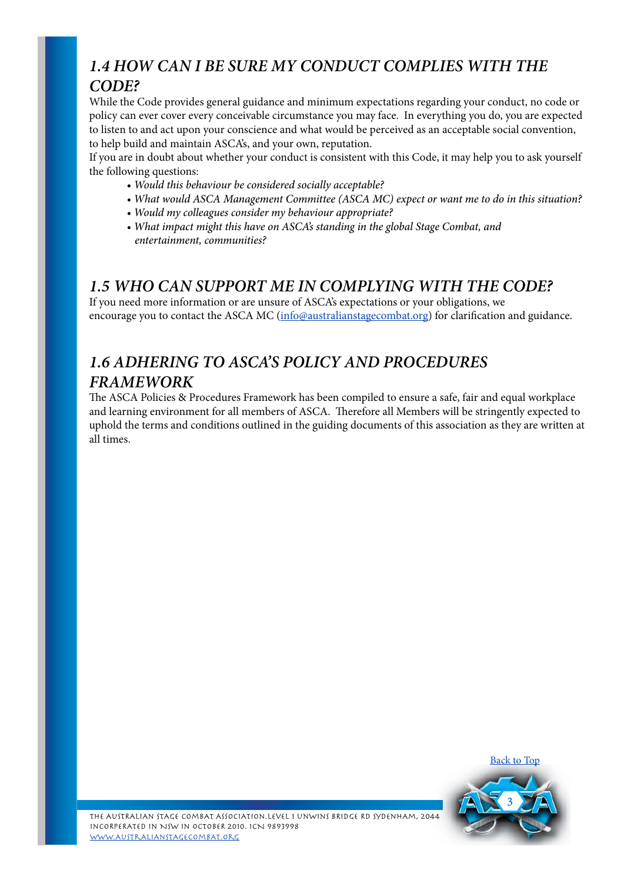## *1.4 HOW CAN I BE SURE MY CONDUCT COMPLIES WITH THE CODE?*

While the Code provides general guidance and minimum expectations regarding your conduct, no code or policy can ever cover every conceivable circumstance you may face. In everything you do, you are expected to listen to and act upon your conscience and what would be perceived as an acceptable social convention, to help build and maintain ASCA's, and your own, reputation.

If you are in doubt about whether your conduct is consistent with this Code, it may help you to ask yourself the following questions:

- *Would this behaviour be considered socially acceptable?*
- *What would ASCA Management Committee (ASCA MC) expect or want me to do in this situation?*
- *Would my colleagues consider my behaviour appropriate?*
- *What impact might this have on ASCA's standing in the global Stage Combat, and entertainment, communities?*

## *1.5 WHO CAN SUPPORT ME IN COMPLYING WITH THE CODE?*

If you need more information or are unsure of ASCA's expectations or your obligations, we encourage you to contact the ASCA MC (info@australianstagecombat.org) for clarification and guidance.

## *1.6 ADHERING TO ASCA'S POLICY AND PROCEDURES FRAMEWORK*

The ASCA Policies & Procedures Framework has been compiled to ensure a safe, fair and equal workplace and learning environment for all members of ASCA. Therefore all Members will be stringently expected to uphold the terms and conditions outlined in the guiding documents of this association as they are written at all times.

Back to Top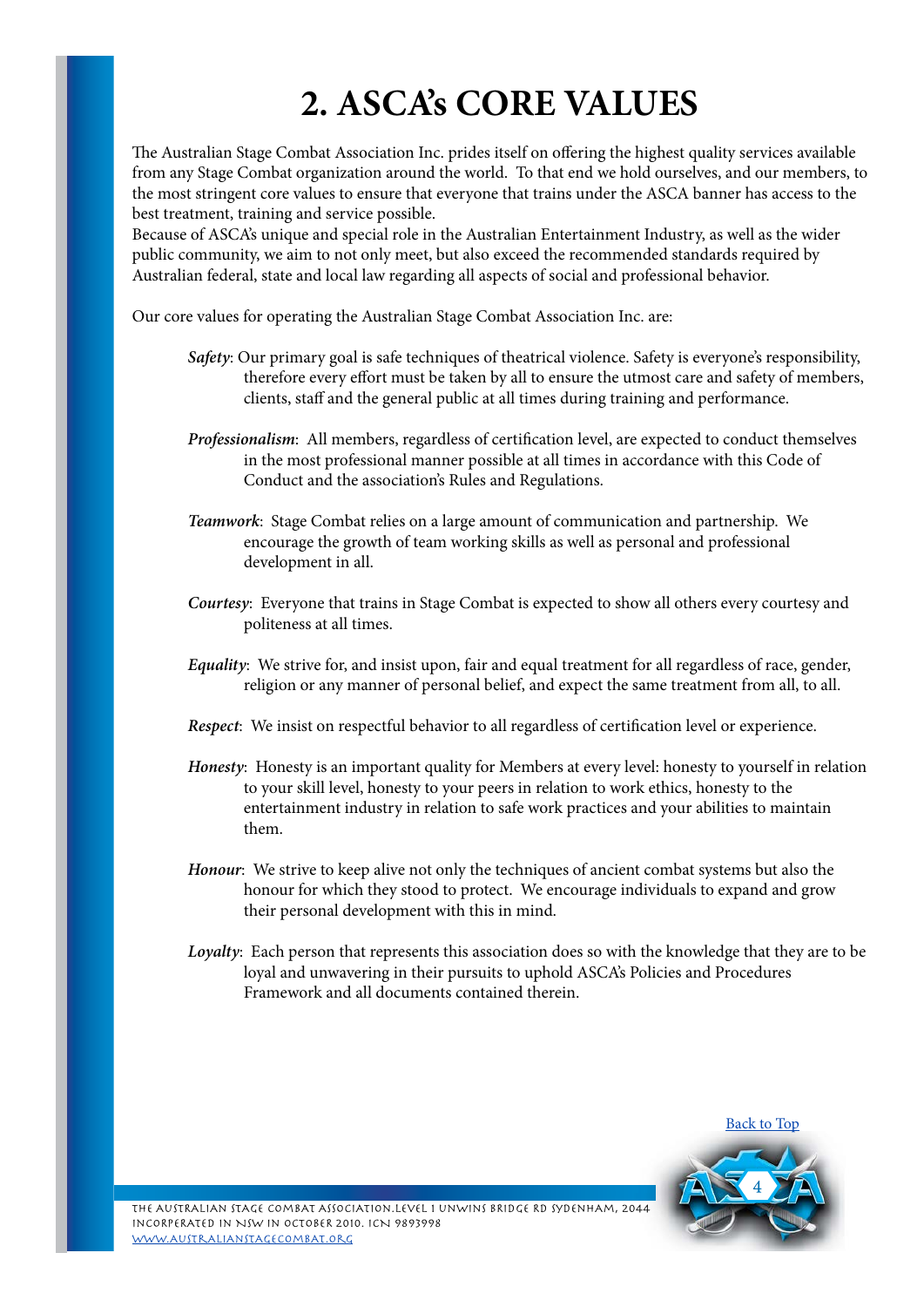# 2. ASCA's CORE VALUES

The Australian Stage Combat Association Inc. prides itself on offering the highest quality services available from any Stage Combat organization around the world. To that end we hold ourselves, and our members, to the most stringent core values to ensure that everyone that trains under the ASCA banner has access to the best treatment, training and service possible.
Because of ASCA's unique and special role in the Australian Entertainment Industry, as well as the wider public community, we aim to not only meet, but also exceed the recommended standards required by Australian federal, state and local law regarding all aspects of social and professional behavior.

Our core values for operating the Australian Stage Combat Association Inc. are:

***Safety***: Our primary goal is safe techniques of theatrical violence. Safety is everyone's responsibility, therefore every effort must be taken by all to ensure the utmost care and safety of members, clients, staff and the general public at all times during training and performance.

***Professionalism***: All members, regardless of certification level, are expected to conduct themselves in the most professional manner possible at all times in accordance with this Code of Conduct and the association's Rules and Regulations.

***Teamwork***: Stage Combat relies on a large amount of communication and partnership. We encourage the growth of team working skills as well as personal and professional development in all.

***Courtesy***: Everyone that trains in Stage Combat is expected to show all others every courtesy and politeness at all times.

***Equality***: We strive for, and insist upon, fair and equal treatment for all regardless of race, gender, religion or any manner of personal belief, and expect the same treatment from all, to all.

***Respect***: We insist on respectful behavior to all regardless of certification level or experience.

***Honesty***: Honesty is an important quality for Members at every level: honesty to yourself in relation to your skill level, honesty to your peers in relation to work ethics, honesty to the entertainment industry in relation to safe work practices and your abilities to maintain them.

***Honour***: We strive to keep alive not only the techniques of ancient combat systems but also the honour for which they stood to protect. We encourage individuals to expand and grow their personal development with this in mind.

***Loyalty***: Each person that represents this association does so with the knowledge that they are to be loyal and unwavering in their pursuits to uphold ASCA's Policies and Procedures Framework and all documents contained therein.

Back to Top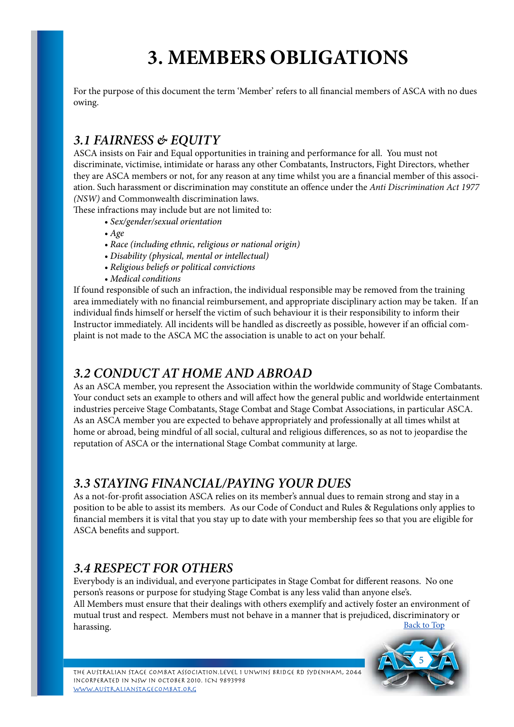# 3. MEMBERS OBLIGATIONS

For the purpose of this document the term 'Member' refers to all financial members of ASCA with no dues owing.

## *3.1 FAIRNESS & EQUITY*

ASCA insists on Fair and Equal opportunities in training and performance for all. You must not discriminate, victimise, intimidate or harass any other Combatants, Instructors, Fight Directors, whether they are ASCA members or not, for any reason at any time whilst you are a financial member of this association. Such harassment or discrimination may constitute an offence under the *Anti Discrimination Act 1977 (NSW)* and Commonwealth discrimination laws.

These infractions may include but are not limited to:

- *Sex/gender/sexual orientation*
- *Age*
- *Race (including ethnic, religious or national origin)*
- *Disability (physical, mental or intellectual)*
- *Religious beliefs or political convictions*
- *Medical conditions*

If found responsible of such an infraction, the individual responsible may be removed from the training area immediately with no financial reimbursement, and appropriate disciplinary action may be taken. If an individual finds himself or herself the victim of such behaviour it is their responsibility to inform their Instructor immediately. All incidents will be handled as discreetly as possible, however if an official complaint is not made to the ASCA MC the association is unable to act on your behalf.

## *3.2 CONDUCT AT HOME AND ABROAD*

As an ASCA member, you represent the Association within the worldwide community of Stage Combatants. Your conduct sets an example to others and will affect how the general public and worldwide entertainment industries perceive Stage Combatants, Stage Combat and Stage Combat Associations, in particular ASCA. As an ASCA member you are expected to behave appropriately and professionally at all times whilst at home or abroad, being mindful of all social, cultural and religious differences, so as not to jeopardise the reputation of ASCA or the international Stage Combat community at large.

## *3.3 STAYING FINANCIAL/PAYING YOUR DUES*

As a not-for-profit association ASCA relies on its member's annual dues to remain strong and stay in a position to be able to assist its members. As our Code of Conduct and Rules & Regulations only applies to financial members it is vital that you stay up to date with your membership fees so that you are eligible for ASCA benefits and support.

## *3.4 RESPECT FOR OTHERS*

Everybody is an individual, and everyone participates in Stage Combat for different reasons. No one person's reasons or purpose for studying Stage Combat is any less valid than anyone else's.

All Members must ensure that their dealings with others exemplify and actively foster an environment of mutual trust and respect. Members must not behave in a manner that is prejudiced, discriminatory or harassing.

Back to Top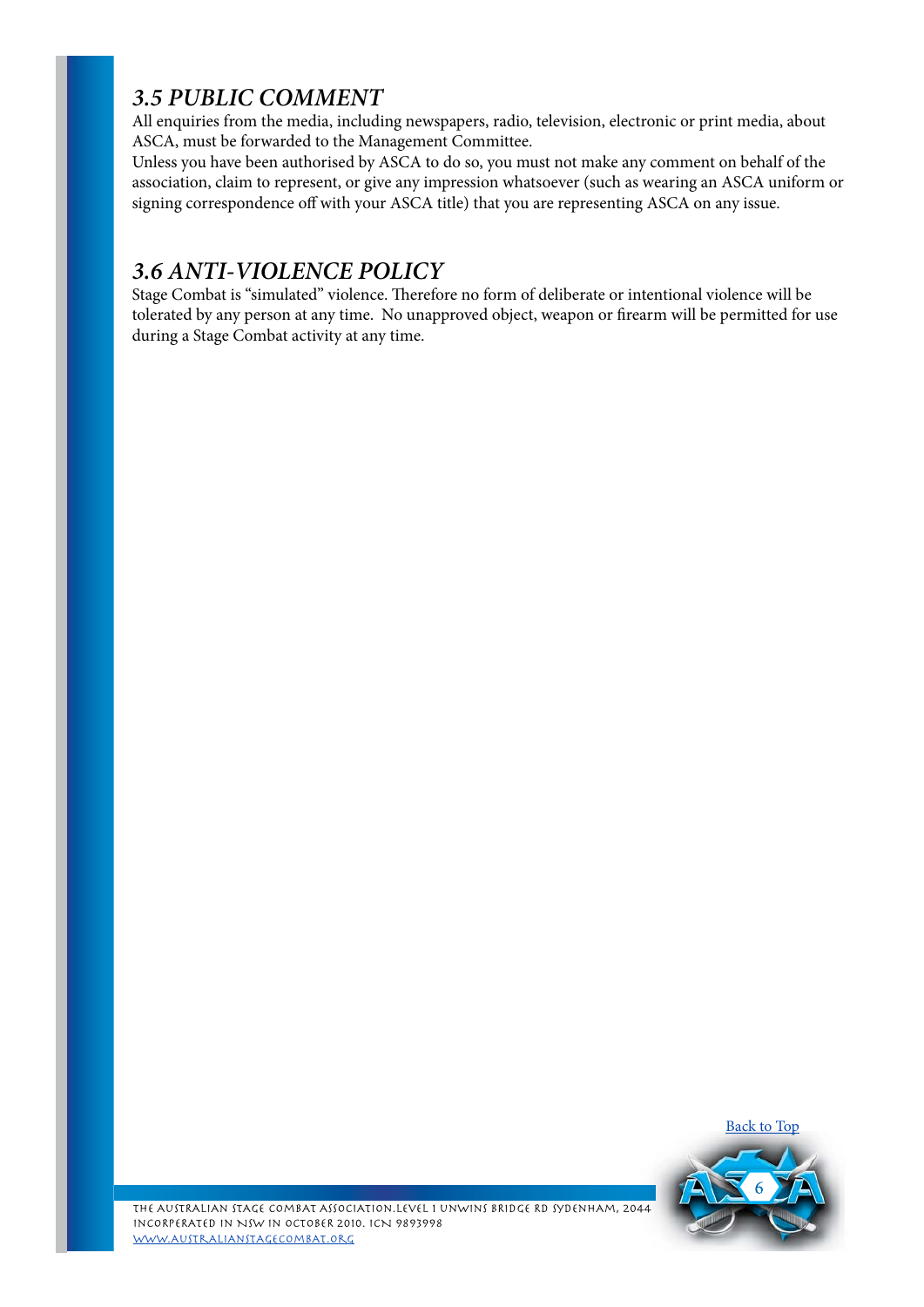### *3.5 PUBLIC COMMENT*

All enquiries from the media, including newspapers, radio, television, electronic or print media, about ASCA, must be forwarded to the Management Committee.

Unless you have been authorised by ASCA to do so, you must not make any comment on behalf of the association, claim to represent, or give any impression whatsoever (such as wearing an ASCA uniform or signing correspondence off with your ASCA title) that you are representing ASCA on any issue.

### *3.6 ANTI-VIOLENCE POLICY*

Stage Combat is "simulated" violence. Therefore no form of deliberate or intentional violence will be tolerated by any person at any time. No unapproved object, weapon or firearm will be permitted for use during a Stage Combat activity at any time.

[Back to Top]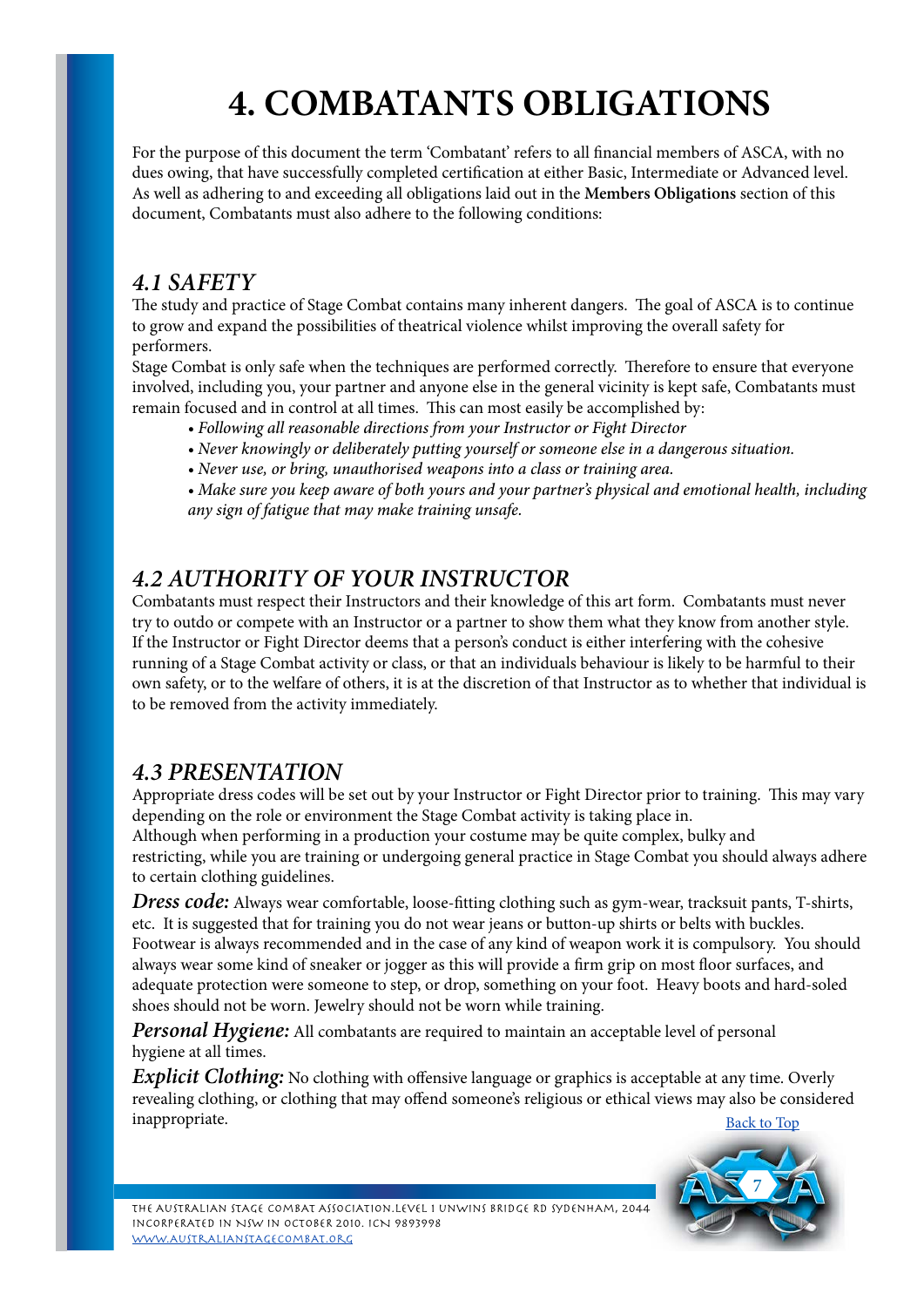# 4. COMBATANTS OBLIGATIONS

For the purpose of this document the term 'Combatant' refers to all financial members of ASCA, with no dues owing, that have successfully completed certification at either Basic, Intermediate or Advanced level. As well as adhering to and exceeding all obligations laid out in the **Members Obligations** section of this document, Combatants must also adhere to the following conditions:

## *4.1 SAFETY*

The study and practice of Stage Combat contains many inherent dangers. The goal of ASCA is to continue to grow and expand the possibilities of theatrical violence whilst improving the overall safety for performers.

Stage Combat is only safe when the techniques are performed correctly. Therefore to ensure that everyone involved, including you, your partner and anyone else in the general vicinity is kept safe, Combatants must remain focused and in control at all times. This can most easily be accomplished by:

- *Following all reasonable directions from your Instructor or Fight Director*
- *Never knowingly or deliberately putting yourself or someone else in a dangerous situation.*
- *Never use, or bring, unauthorised weapons into a class or training area.*
- *Make sure you keep aware of both yours and your partner's physical and emotional health, including any sign of fatigue that may make training unsafe.*

## *4.2 AUTHORITY OF YOUR INSTRUCTOR*

Combatants must respect their Instructors and their knowledge of this art form. Combatants must never try to outdo or compete with an Instructor or a partner to show them what they know from another style. If the Instructor or Fight Director deems that a person's conduct is either interfering with the cohesive running of a Stage Combat activity or class, or that an individuals behaviour is likely to be harmful to their own safety, or to the welfare of others, it is at the discretion of that Instructor as to whether that individual is to be removed from the activity immediately.

## *4.3 PRESENTATION*

Appropriate dress codes will be set out by your Instructor or Fight Director prior to training. This may vary depending on the role or environment the Stage Combat activity is taking place in.

Although when performing in a production your costume may be quite complex, bulky and restricting, while you are training or undergoing general practice in Stage Combat you should always adhere to certain clothing guidelines.

***Dress code:*** Always wear comfortable, loose-fitting clothing such as gym-wear, tracksuit pants, T-shirts, etc. It is suggested that for training you do not wear jeans or button-up shirts or belts with buckles. Footwear is always recommended and in the case of any kind of weapon work it is compulsory. You should always wear some kind of sneaker or jogger as this will provide a firm grip on most floor surfaces, and adequate protection were someone to step, or drop, something on your foot. Heavy boots and hard-soled shoes should not be worn. Jewelry should not be worn while training.

***Personal Hygiene:*** All combatants are required to maintain an acceptable level of personal hygiene at all times.

***Explicit Clothing:*** No clothing with offensive language or graphics is acceptable at any time. Overly revealing clothing, or clothing that may offend someone's religious or ethical views may also be considered inappropriate.

Back to Top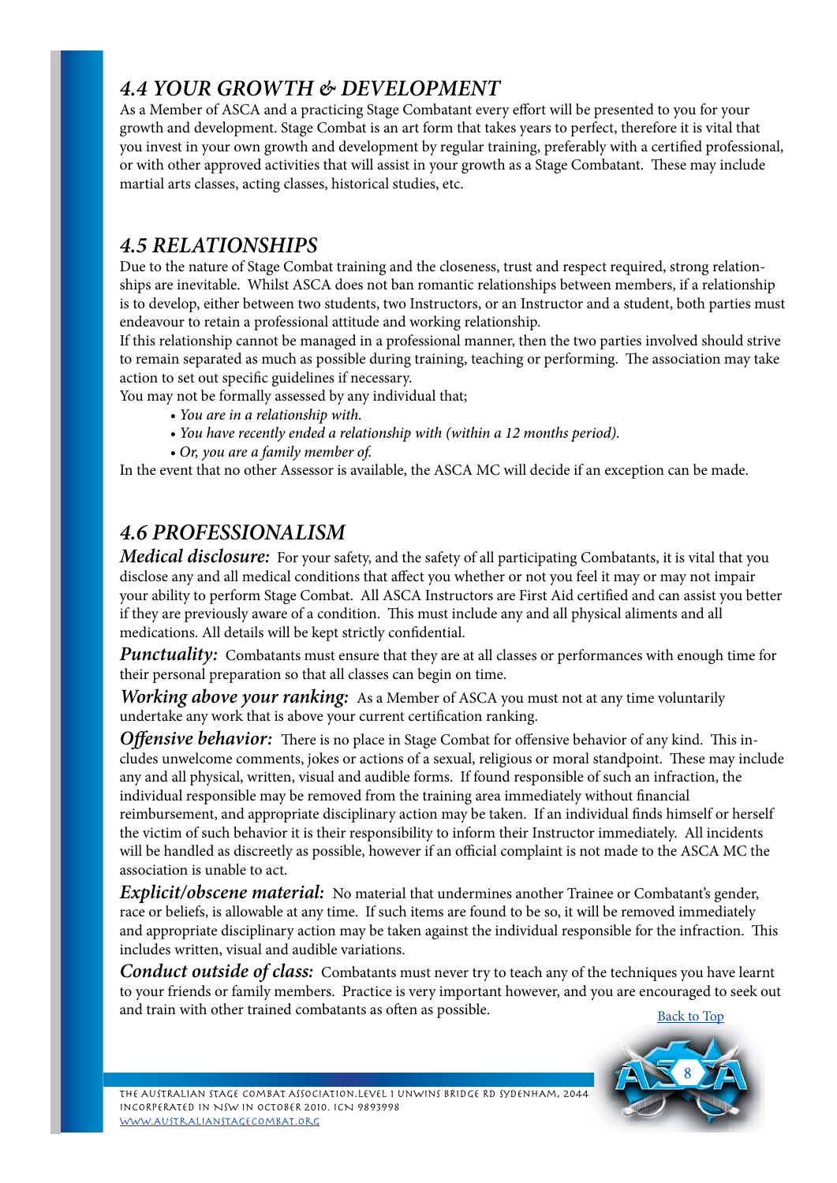## *4.4 YOUR GROWTH & DEVELOPMENT*

As a Member of ASCA and a practicing Stage Combatant every effort will be presented to you for your growth and development. Stage Combat is an art form that takes years to perfect, therefore it is vital that you invest in your own growth and development by regular training, preferably with a certified professional, or with other approved activities that will assist in your growth as a Stage Combatant. These may include martial arts classes, acting classes, historical studies, etc.

## *4.5 RELATIONSHIPS*

Due to the nature of Stage Combat training and the closeness, trust and respect required, strong relationships are inevitable. Whilst ASCA does not ban romantic relationships between members, if a relationship is to develop, either between two students, two Instructors, or an Instructor and a student, both parties must endeavour to retain a professional attitude and working relationship.

If this relationship cannot be managed in a professional manner, then the two parties involved should strive to remain separated as much as possible during training, teaching or performing. The association may take action to set out specific guidelines if necessary.

You may not be formally assessed by any individual that;

- *You are in a relationship with.*
- *You have recently ended a relationship with (within a 12 months period).*
- *Or, you are a family member of.*

In the event that no other Assessor is available, the ASCA MC will decide if an exception can be made.

## *4.6 PROFESSIONALISM*

***Medical disclosure:*** For your safety, and the safety of all participating Combatants, it is vital that you disclose any and all medical conditions that affect you whether or not you feel it may or may not impair your ability to perform Stage Combat. All ASCA Instructors are First Aid certified and can assist you better if they are previously aware of a condition. This must include any and all physical aliments and all medications. All details will be kept strictly confidential.

***Punctuality:*** Combatants must ensure that they are at all classes or performances with enough time for their personal preparation so that all classes can begin on time.

***Working above your ranking:*** As a Member of ASCA you must not at any time voluntarily undertake any work that is above your current certification ranking.

***Offensive behavior:*** There is no place in Stage Combat for offensive behavior of any kind. This includes unwelcome comments, jokes or actions of a sexual, religious or moral standpoint. These may include any and all physical, written, visual and audible forms. If found responsible of such an infraction, the individual responsible may be removed from the training area immediately without financial reimbursement, and appropriate disciplinary action may be taken. If an individual finds himself or herself the victim of such behavior it is their responsibility to inform their Instructor immediately. All incidents will be handled as discreetly as possible, however if an official complaint is not made to the ASCA MC the association is unable to act.

***Explicit/obscene material:*** No material that undermines another Trainee or Combatant's gender, race or beliefs, is allowable at any time. If such items are found to be so, it will be removed immediately and appropriate disciplinary action may be taken against the individual responsible for the infraction. This includes written, visual and audible variations.

***Conduct outside of class:*** Combatants must never try to teach any of the techniques you have learnt to your friends or family members. Practice is very important however, and you are encouraged to seek out and train with other trained combatants as often as possible.

Back to Top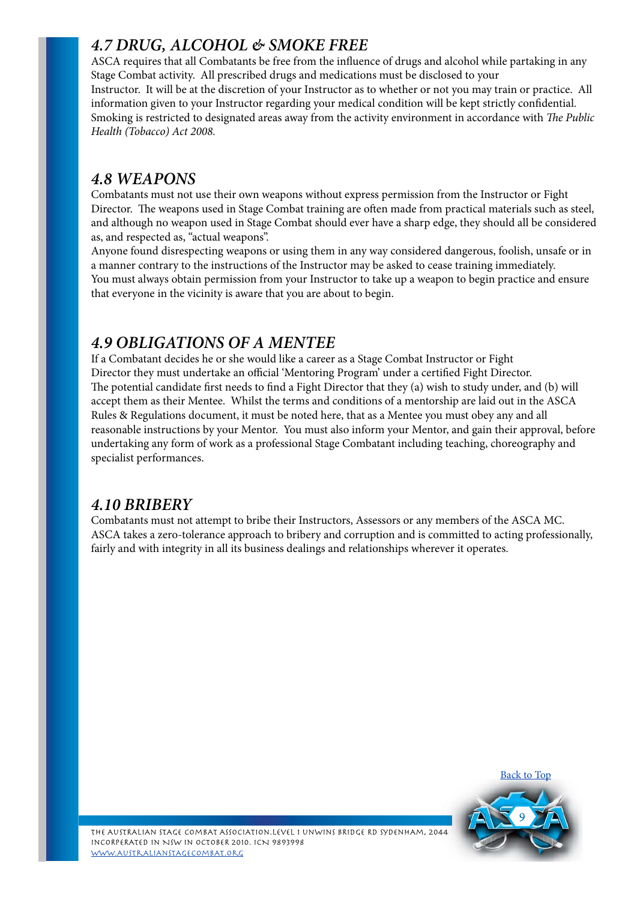## *4.7 DRUG, ALCOHOL & SMOKE FREE*

ASCA requires that all Combatants be free from the influence of drugs and alcohol while partaking in any Stage Combat activity. All prescribed drugs and medications must be disclosed to your Instructor. It will be at the discretion of your Instructor as to whether or not you may train or practice. All information given to your Instructor regarding your medical condition will be kept strictly confidential. Smoking is restricted to designated areas away from the activity environment in accordance with *The Public Health (Tobacco) Act 2008.*

## *4.8 WEAPONS*

Combatants must not use their own weapons without express permission from the Instructor or Fight Director. The weapons used in Stage Combat training are often made from practical materials such as steel, and although no weapon used in Stage Combat should ever have a sharp edge, they should all be considered as, and respected as, "actual weapons".

Anyone found disrespecting weapons or using them in any way considered dangerous, foolish, unsafe or in a manner contrary to the instructions of the Instructor may be asked to cease training immediately.

You must always obtain permission from your Instructor to take up a weapon to begin practice and ensure that everyone in the vicinity is aware that you are about to begin.

## *4.9 OBLIGATIONS OF A MENTEE*

If a Combatant decides he or she would like a career as a Stage Combat Instructor or Fight Director they must undertake an official 'Mentoring Program' under a certified Fight Director.

The potential candidate first needs to find a Fight Director that they (a) wish to study under, and (b) will accept them as their Mentee. Whilst the terms and conditions of a mentorship are laid out in the ASCA Rules & Regulations document, it must be noted here, that as a Mentee you must obey any and all reasonable instructions by your Mentor. You must also inform your Mentor, and gain their approval, before undertaking any form of work as a professional Stage Combatant including teaching, choreography and specialist performances.

## *4.10 BRIBERY*

Combatants must not attempt to bribe their Instructors, Assessors or any members of the ASCA MC. ASCA takes a zero-tolerance approach to bribery and corruption and is committed to acting professionally, fairly and with integrity in all its business dealings and relationships wherever it operates.

Back to Top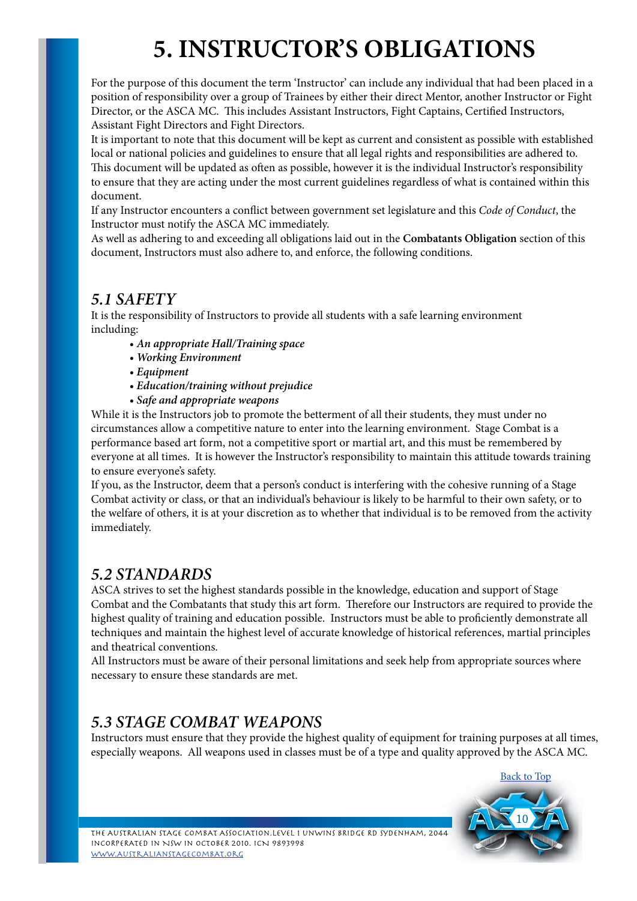# 5. INSTRUCTOR'S OBLIGATIONS

For the purpose of this document the term 'Instructor' can include any individual that had been placed in a position of responsibility over a group of Trainees by either their direct Mentor, another Instructor or Fight Director, or the ASCA MC. This includes Assistant Instructors, Fight Captains, Certified Instructors, Assistant Fight Directors and Fight Directors.

It is important to note that this document will be kept as current and consistent as possible with established local or national policies and guidelines to ensure that all legal rights and responsibilities are adhered to. This document will be updated as often as possible, however it is the individual Instructor's responsibility to ensure that they are acting under the most current guidelines regardless of what is contained within this document.

If any Instructor encounters a conflict between government set legislature and this *Code of Conduct*, the Instructor must notify the ASCA MC immediately.

As well as adhering to and exceeding all obligations laid out in the **Combatants Obligation** section of this document, Instructors must also adhere to, and enforce, the following conditions.

## 5.1 SAFETY

It is the responsibility of Instructors to provide all students with a safe learning environment including:

- ***An appropriate Hall/Training space***
- ***Working Environment***
- ***Equipment***
- ***Education/training without prejudice***
- ***Safe and appropriate weapons***

While it is the Instructors job to promote the betterment of all their students, they must under no circumstances allow a competitive nature to enter into the learning environment. Stage Combat is a performance based art form, not a competitive sport or martial art, and this must be remembered by everyone at all times. It is however the Instructor's responsibility to maintain this attitude towards training to ensure everyone's safety.

If you, as the Instructor, deem that a person's conduct is interfering with the cohesive running of a Stage Combat activity or class, or that an individual's behaviour is likely to be harmful to their own safety, or to the welfare of others, it is at your discretion as to whether that individual is to be removed from the activity immediately.

## 5.2 STANDARDS

ASCA strives to set the highest standards possible in the knowledge, education and support of Stage Combat and the Combatants that study this art form. Therefore our Instructors are required to provide the highest quality of training and education possible. Instructors must be able to proficiently demonstrate all techniques and maintain the highest level of accurate knowledge of historical references, martial principles and theatrical conventions.

All Instructors must be aware of their personal limitations and seek help from appropriate sources where necessary to ensure these standards are met.

## 5.3 STAGE COMBAT WEAPONS

Instructors must ensure that they provide the highest quality of equipment for training purposes at all times, especially weapons. All weapons used in classes must be of a type and quality approved by the ASCA MC.

Back to Top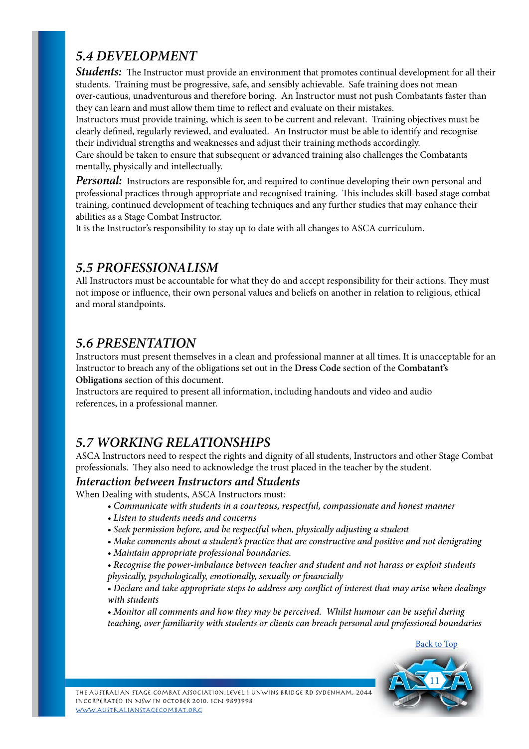## *5.4 DEVELOPMENT*

***Students:*** The Instructor must provide an environment that promotes continual development for all their students. Training must be progressive, safe, and sensibly achievable. Safe training does not mean over-cautious, unadventurous and therefore boring. An Instructor must not push Combatants faster than they can learn and must allow them time to reflect and evaluate on their mistakes.

Instructors must provide training, which is seen to be current and relevant. Training objectives must be clearly defined, regularly reviewed, and evaluated. An Instructor must be able to identify and recognise their individual strengths and weaknesses and adjust their training methods accordingly.

Care should be taken to ensure that subsequent or advanced training also challenges the Combatants mentally, physically and intellectually.

***Personal:*** Instructors are responsible for, and required to continue developing their own personal and professional practices through appropriate and recognised training. This includes skill-based stage combat training, continued development of teaching techniques and any further studies that may enhance their abilities as a Stage Combat Instructor.

It is the Instructor's responsibility to stay up to date with all changes to ASCA curriculum.

## *5.5 PROFESSIONALISM*

All Instructors must be accountable for what they do and accept responsibility for their actions. They must not impose or influence, their own personal values and beliefs on another in relation to religious, ethical and moral standpoints.

## *5.6 PRESENTATION*

Instructors must present themselves in a clean and professional manner at all times. It is unacceptable for an Instructor to breach any of the obligations set out in the **Dress Code** section of the **Combatant's Obligations** section of this document.

Instructors are required to present all information, including handouts and video and audio references, in a professional manner.

## *5.7 WORKING RELATIONSHIPS*

ASCA Instructors need to respect the rights and dignity of all students, Instructors and other Stage Combat professionals. They also need to acknowledge the trust placed in the teacher by the student.

### *Interaction between Instructors and Students*

When Dealing with students, ASCA Instructors must:

- *Communicate with students in a courteous, respectful, compassionate and honest manner*
- *Listen to students needs and concerns*
- *Seek permission before, and be respectful when, physically adjusting a student*
- *Make comments about a student's practice that are constructive and positive and not denigrating*
- *Maintain appropriate professional boundaries.*
- *Recognise the power-imbalance between teacher and student and not harass or exploit students physically, psychologically, emotionally, sexually or financially*
- *Declare and take appropriate steps to address any conflict of interest that may arise when dealings with students*
- *Monitor all comments and how they may be perceived. Whilst humour can be useful during teaching, over familiarity with students or clients can breach personal and professional boundaries*

Back to Top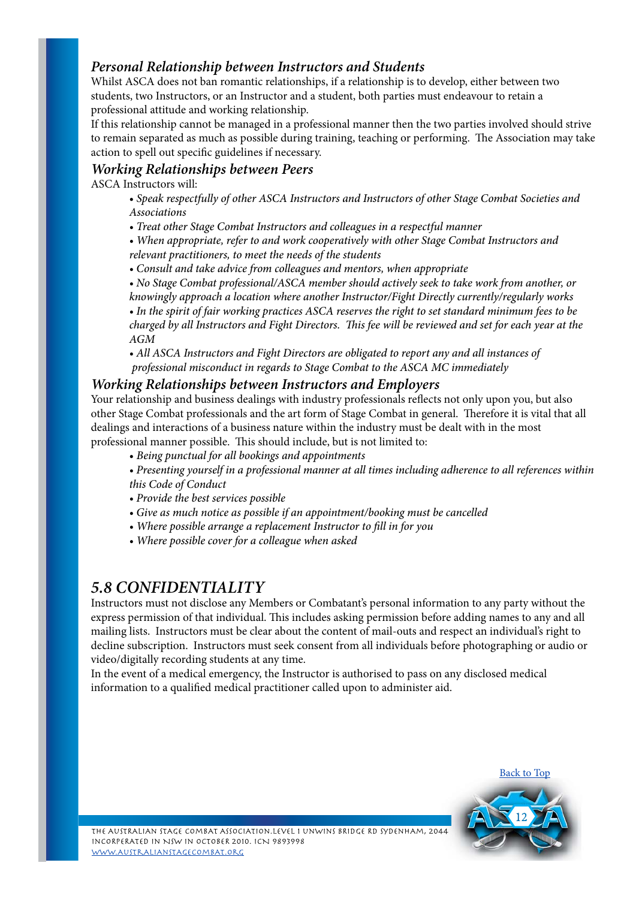### *Personal Relationship between Instructors and Students*

Whilst ASCA does not ban romantic relationships, if a relationship is to develop, either between two students, two Instructors, or an Instructor and a student, both parties must endeavour to retain a professional attitude and working relationship.

If this relationship cannot be managed in a professional manner then the two parties involved should strive to remain separated as much as possible during training, teaching or performing. The Association may take action to spell out specific guidelines if necessary.

### *Working Relationships between Peers*

ASCA Instructors will:

- *Speak respectfully of other ASCA Instructors and Instructors of other Stage Combat Societies and Associations*
- *Treat other Stage Combat Instructors and colleagues in a respectful manner*
- *When appropriate, refer to and work cooperatively with other Stage Combat Instructors and relevant practitioners, to meet the needs of the students*
- *Consult and take advice from colleagues and mentors, when appropriate*
- *No Stage Combat professional/ASCA member should actively seek to take work from another, or knowingly approach a location where another Instructor/Fight Directly currently/regularly works*
- *In the spirit of fair working practices ASCA reserves the right to set standard minimum fees to be charged by all Instructors and Fight Directors. This fee will be reviewed and set for each year at the AGM*
- *All ASCA Instructors and Fight Directors are obligated to report any and all instances of professional misconduct in regards to Stage Combat to the ASCA MC immediately*

### *Working Relationships between Instructors and Employers*

Your relationship and business dealings with industry professionals reflects not only upon you, but also other Stage Combat professionals and the art form of Stage Combat in general. Therefore it is vital that all dealings and interactions of a business nature within the industry must be dealt with in the most professional manner possible. This should include, but is not limited to:

- *Being punctual for all bookings and appointments*
- *Presenting yourself in a professional manner at all times including adherence to all references within this Code of Conduct*
- *Provide the best services possible*
- *Give as much notice as possible if an appointment/booking must be cancelled*
- *Where possible arrange a replacement Instructor to fill in for you*
- *Where possible cover for a colleague when asked*

## *5.8 CONFIDENTIALITY*

Instructors must not disclose any Members or Combatant's personal information to any party without the express permission of that individual. This includes asking permission before adding names to any and all mailing lists. Instructors must be clear about the content of mail-outs and respect an individual's right to decline subscription. Instructors must seek consent from all individuals before photographing or audio or video/digitally recording students at any time.

In the event of a medical emergency, the Instructor is authorised to pass on any disclosed medical information to a qualified medical practitioner called upon to administer aid.

Back to Top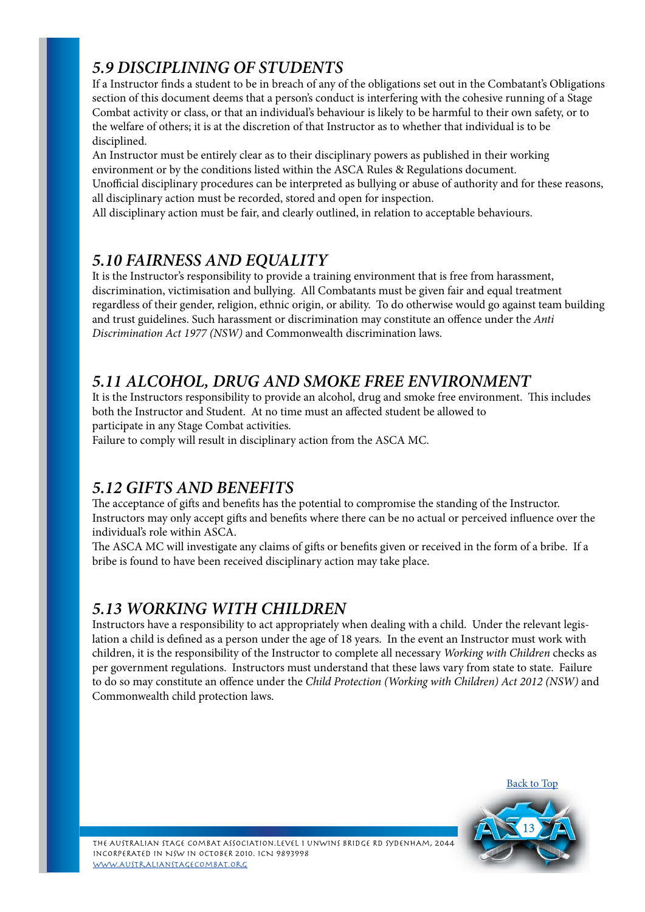## *5.9 DISCIPLINING OF STUDENTS*

If a Instructor finds a student to be in breach of any of the obligations set out in the Combatant's Obligations section of this document deems that a person's conduct is interfering with the cohesive running of a Stage Combat activity or class, or that an individual's behaviour is likely to be harmful to their own safety, or to the welfare of others; it is at the discretion of that Instructor as to whether that individual is to be disciplined.

An Instructor must be entirely clear as to their disciplinary powers as published in their working environment or by the conditions listed within the ASCA Rules & Regulations document.

Unofficial disciplinary procedures can be interpreted as bullying or abuse of authority and for these reasons, all disciplinary action must be recorded, stored and open for inspection.

All disciplinary action must be fair, and clearly outlined, in relation to acceptable behaviours.

## *5.10 FAIRNESS AND EQUALITY*

It is the Instructor's responsibility to provide a training environment that is free from harassment, discrimination, victimisation and bullying. All Combatants must be given fair and equal treatment regardless of their gender, religion, ethnic origin, or ability. To do otherwise would go against team building and trust guidelines. Such harassment or discrimination may constitute an offence under the *Anti Discrimination Act 1977 (NSW)* and Commonwealth discrimination laws.

## *5.11 ALCOHOL, DRUG AND SMOKE FREE ENVIRONMENT*

It is the Instructors responsibility to provide an alcohol, drug and smoke free environment. This includes both the Instructor and Student. At no time must an affected student be allowed to participate in any Stage Combat activities.

Failure to comply will result in disciplinary action from the ASCA MC.

## *5.12 GIFTS AND BENEFITS*

The acceptance of gifts and benefits has the potential to compromise the standing of the Instructor. Instructors may only accept gifts and benefits where there can be no actual or perceived influence over the individual's role within ASCA.

The ASCA MC will investigate any claims of gifts or benefits given or received in the form of a bribe. If a bribe is found to have been received disciplinary action may take place.

## *5.13 WORKING WITH CHILDREN*

Instructors have a responsibility to act appropriately when dealing with a child. Under the relevant legislation a child is defined as a person under the age of 18 years. In the event an Instructor must work with children, it is the responsibility of the Instructor to complete all necessary *Working with Children* checks as per government regulations. Instructors must understand that these laws vary from state to state. Failure to do so may constitute an offence under the *Child Protection (Working with Children) Act 2012 (NSW)* and Commonwealth child protection laws.

Back to Top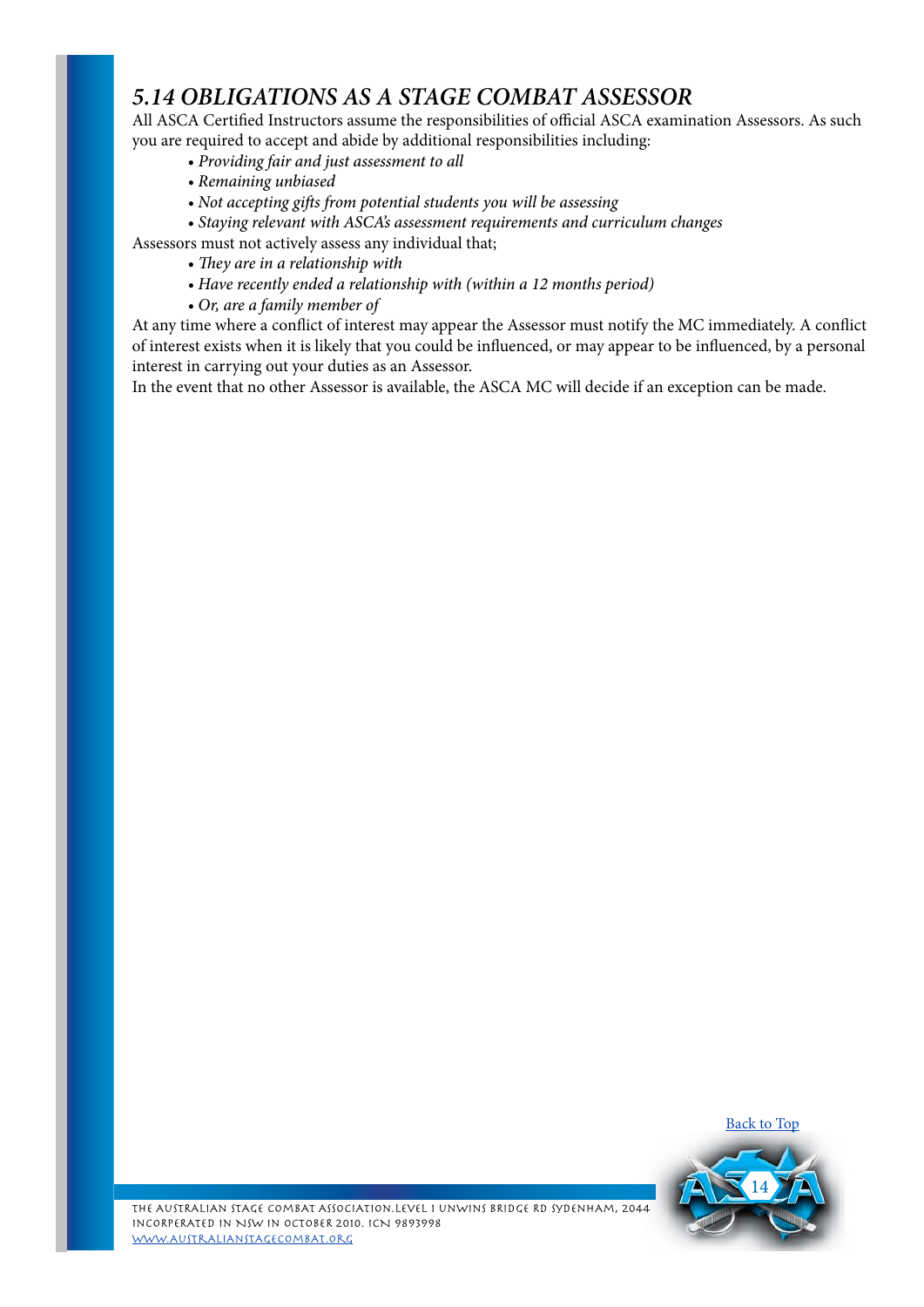## *5.14 OBLIGATIONS AS A STAGE COMBAT ASSESSOR*

All ASCA Certified Instructors assume the responsibilities of official ASCA examination Assessors. As such you are required to accept and abide by additional responsibilities including:

- *Providing fair and just assessment to all*
- *Remaining unbiased*
- *Not accepting gifts from potential students you will be assessing*
- *Staying relevant with ASCA's assessment requirements and curriculum changes*

Assessors must not actively assess any individual that;

- *They are in a relationship with*
- *Have recently ended a relationship with (within a 12 months period)*
- *Or, are a family member of*

At any time where a conflict of interest may appear the Assessor must notify the MC immediately. A conflict of interest exists when it is likely that you could be influenced, or may appear to be influenced, by a personal interest in carrying out your duties as an Assessor.

In the event that no other Assessor is available, the ASCA MC will decide if an exception can be made.

Back to Top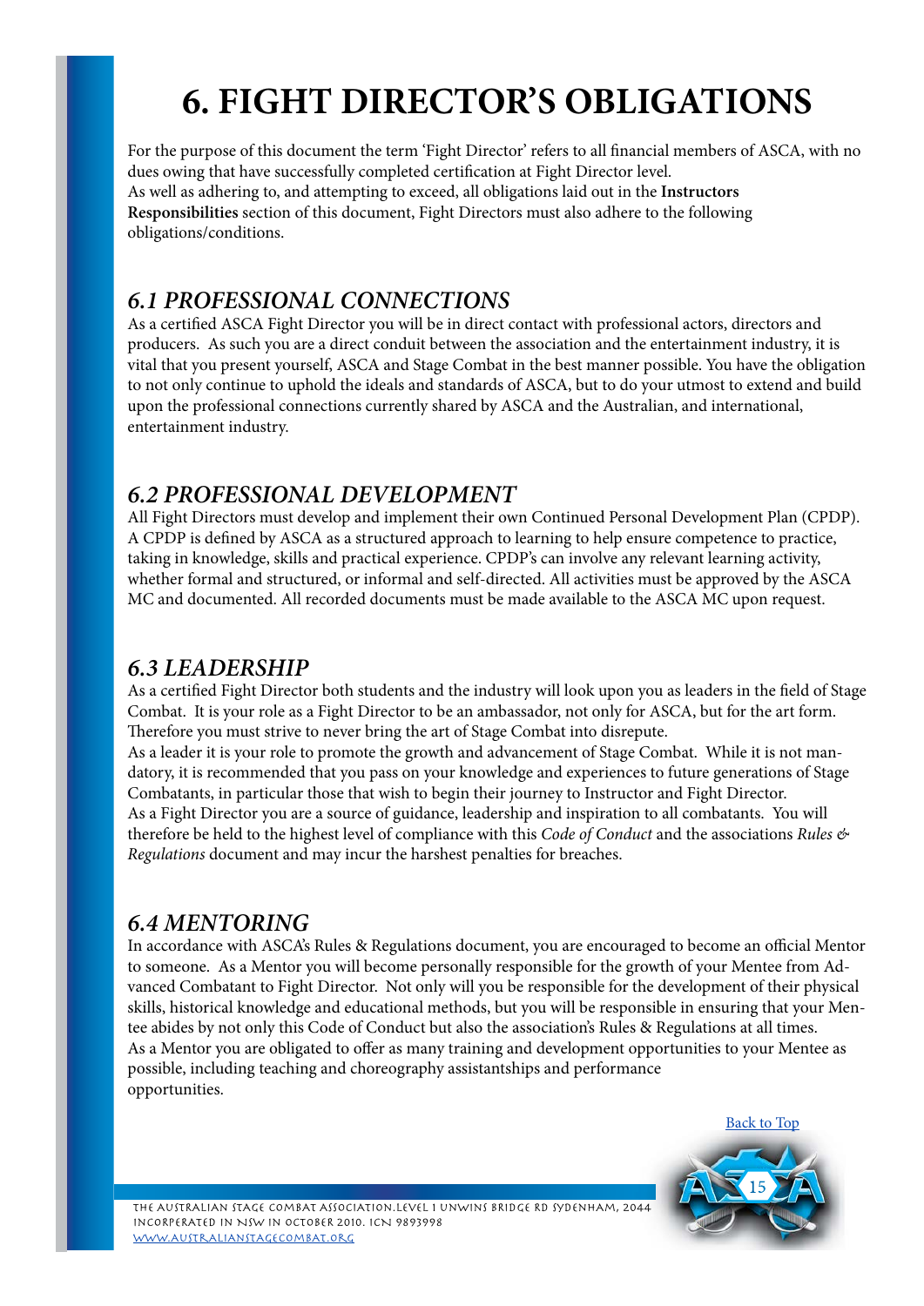# 6. FIGHT DIRECTOR'S OBLIGATIONS

For the purpose of this document the term 'Fight Director' refers to all financial members of ASCA, with no dues owing that have successfully completed certification at Fight Director level.
As well as adhering to, and attempting to exceed, all obligations laid out in the **Instructors Responsibilities** section of this document, Fight Directors must also adhere to the following obligations/conditions.

## *6.1 PROFESSIONAL CONNECTIONS*

As a certified ASCA Fight Director you will be in direct contact with professional actors, directors and producers. As such you are a direct conduit between the association and the entertainment industry, it is vital that you present yourself, ASCA and Stage Combat in the best manner possible. You have the obligation to not only continue to uphold the ideals and standards of ASCA, but to do your utmost to extend and build upon the professional connections currently shared by ASCA and the Australian, and international, entertainment industry.

## *6.2 PROFESSIONAL DEVELOPMENT*

All Fight Directors must develop and implement their own Continued Personal Development Plan (CPDP). A CPDP is defined by ASCA as a structured approach to learning to help ensure competence to practice, taking in knowledge, skills and practical experience. CPDP's can involve any relevant learning activity, whether formal and structured, or informal and self-directed. All activities must be approved by the ASCA MC and documented. All recorded documents must be made available to the ASCA MC upon request.

## *6.3 LEADERSHIP*

As a certified Fight Director both students and the industry will look upon you as leaders in the field of Stage Combat. It is your role as a Fight Director to be an ambassador, not only for ASCA, but for the art form. Therefore you must strive to never bring the art of Stage Combat into disrepute.
As a leader it is your role to promote the growth and advancement of Stage Combat. While it is not mandatory, it is recommended that you pass on your knowledge and experiences to future generations of Stage Combatants, in particular those that wish to begin their journey to Instructor and Fight Director.
As a Fight Director you are a source of guidance, leadership and inspiration to all combatants. You will therefore be held to the highest level of compliance with this *Code of Conduct* and the associations *Rules & Regulations* document and may incur the harshest penalties for breaches.

## *6.4 MENTORING*

In accordance with ASCA's Rules & Regulations document, you are encouraged to become an official Mentor to someone. As a Mentor you will become personally responsible for the growth of your Mentee from Advanced Combatant to Fight Director. Not only will you be responsible for the development of their physical skills, historical knowledge and educational methods, but you will be responsible in ensuring that your Mentee abides by not only this Code of Conduct but also the association's Rules & Regulations at all times.
As a Mentor you are obligated to offer as many training and development opportunities to your Mentee as possible, including teaching and choreography assistantships and performance opportunities.

Back to Top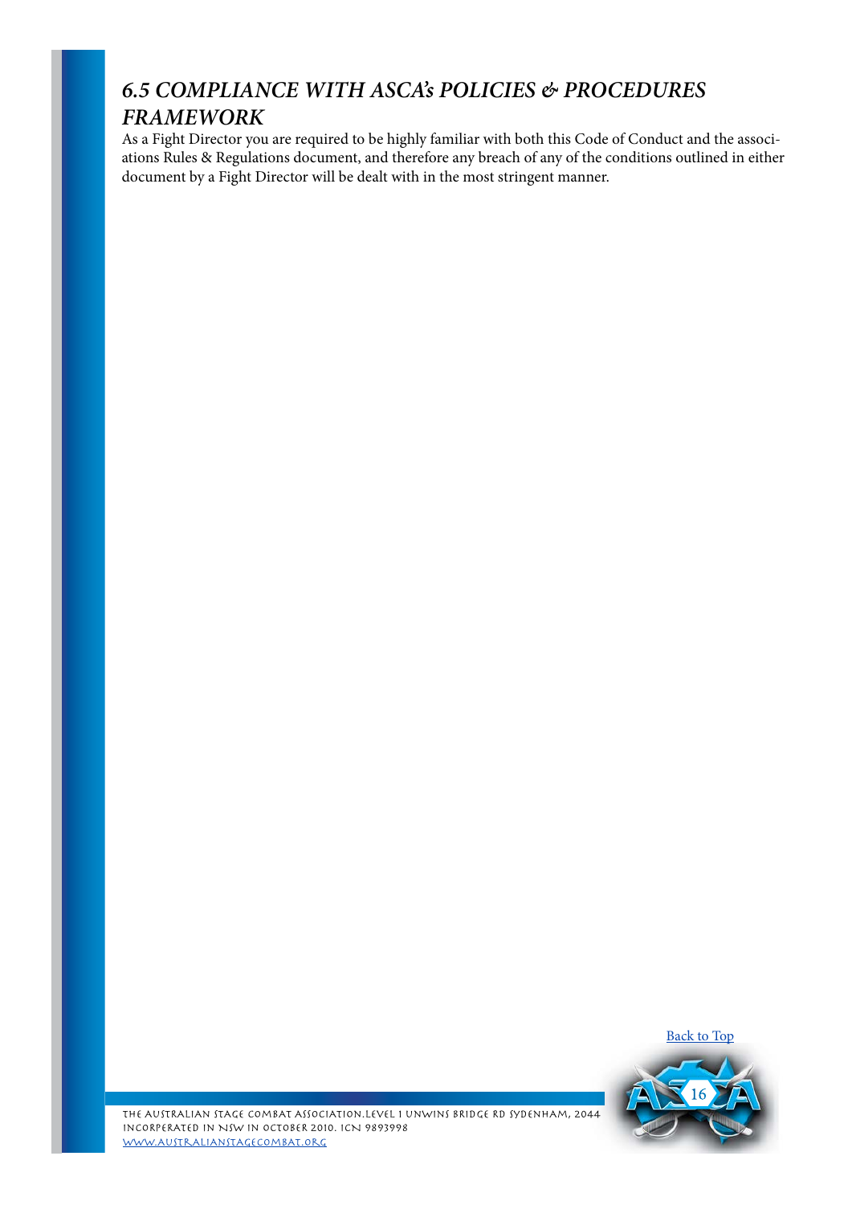## *6.5 COMPLIANCE WITH ASCA's POLICIES & PROCEDURES FRAMEWORK*

As a Fight Director you are required to be highly familiar with both this Code of Conduct and the associations Rules & Regulations document, and therefore any breach of any of the conditions outlined in either document by a Fight Director will be dealt with in the most stringent manner.

Back to Top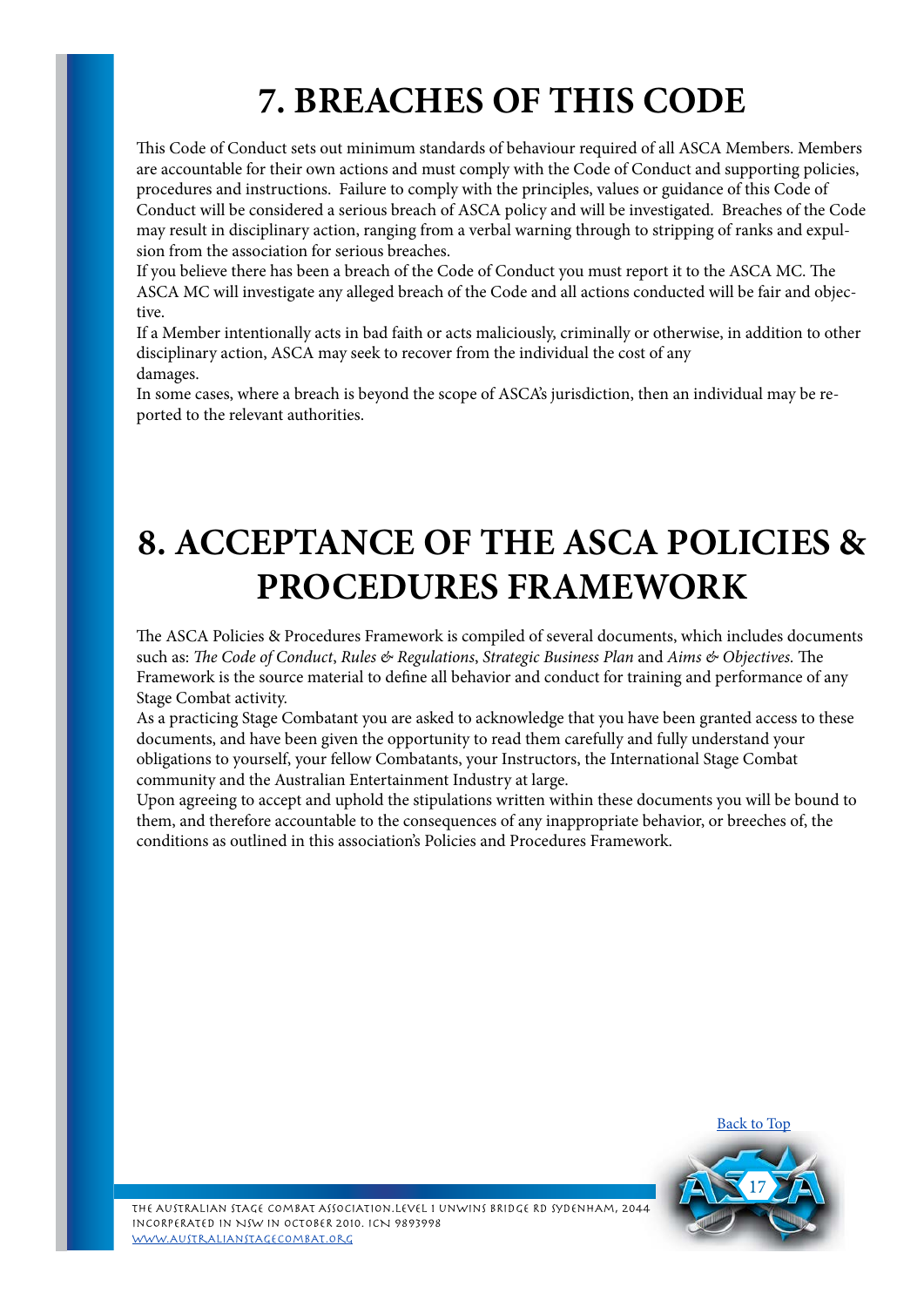# 7. BREACHES OF THIS CODE

This Code of Conduct sets out minimum standards of behaviour required of all ASCA Members. Members are accountable for their own actions and must comply with the Code of Conduct and supporting policies, procedures and instructions. Failure to comply with the principles, values or guidance of this Code of Conduct will be considered a serious breach of ASCA policy and will be investigated. Breaches of the Code may result in disciplinary action, ranging from a verbal warning through to stripping of ranks and expulsion from the association for serious breaches.

If you believe there has been a breach of the Code of Conduct you must report it to the ASCA MC. The ASCA MC will investigate any alleged breach of the Code and all actions conducted will be fair and objective.

If a Member intentionally acts in bad faith or acts maliciously, criminally or otherwise, in addition to other disciplinary action, ASCA may seek to recover from the individual the cost of any damages.

In some cases, where a breach is beyond the scope of ASCA's jurisdiction, then an individual may be reported to the relevant authorities.

# 8. ACCEPTANCE OF THE ASCA POLICIES & PROCEDURES FRAMEWORK

The ASCA Policies & Procedures Framework is compiled of several documents, which includes documents such as: *The Code of Conduct*, *Rules & Regulations*, *Strategic Business Plan* and *Aims & Objectives.* The Framework is the source material to define all behavior and conduct for training and performance of any Stage Combat activity.

As a practicing Stage Combatant you are asked to acknowledge that you have been granted access to these documents, and have been given the opportunity to read them carefully and fully understand your obligations to yourself, your fellow Combatants, your Instructors, the International Stage Combat community and the Australian Entertainment Industry at large.

Upon agreeing to accept and uphold the stipulations written within these documents you will be bound to them, and therefore accountable to the consequences of any inappropriate behavior, or breeches of, the conditions as outlined in this association's Policies and Procedures Framework.

Back to Top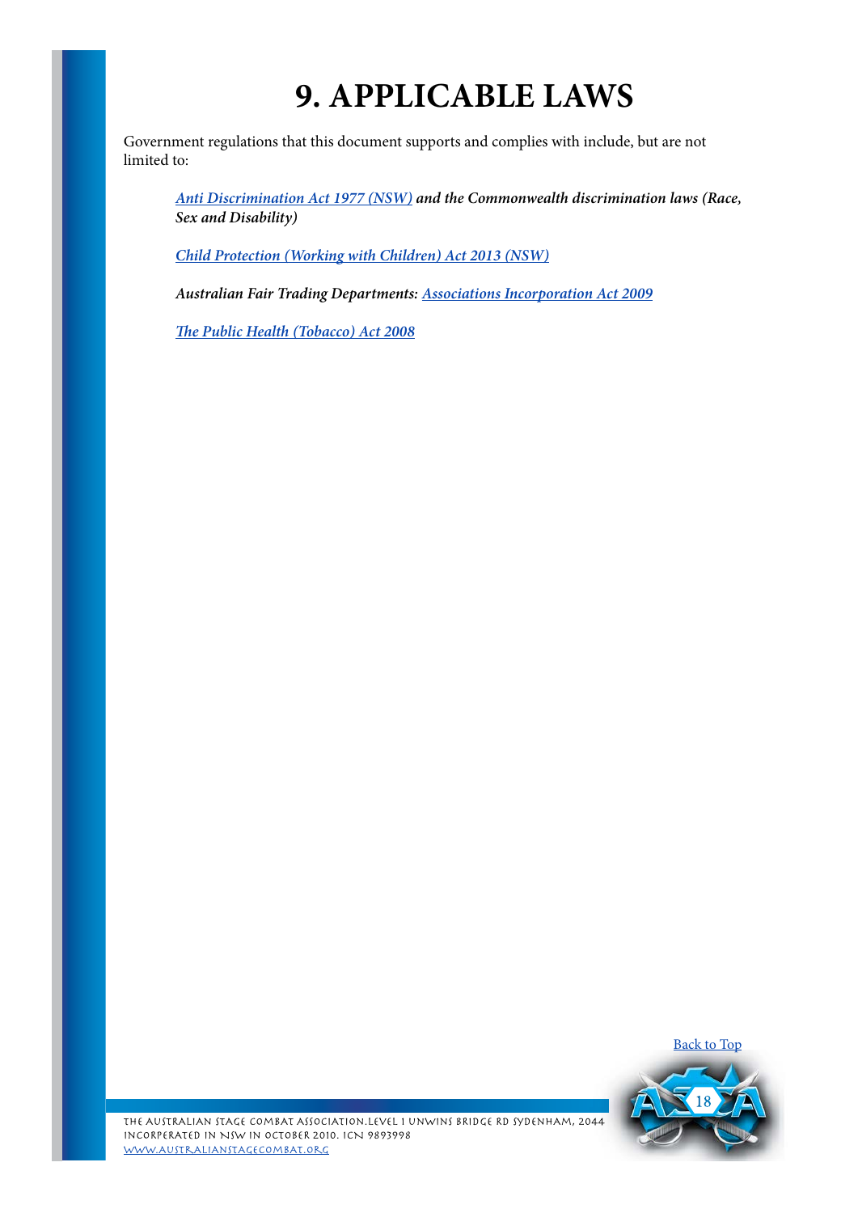# 9. APPLICABLE LAWS

Government regulations that this document supports and complies with include, but are not limited to:

*Anti Discrimination Act 1977 (NSW)* ***and the Commonwealth discrimination laws (Race, Sex and Disability)***

*Child Protection (Working with Children) Act 2013 (NSW)*

***Australian Fair Trading Departments:*** *Associations Incorporation Act 2009*

*The Public Health (Tobacco) Act 2008*

Back to Top